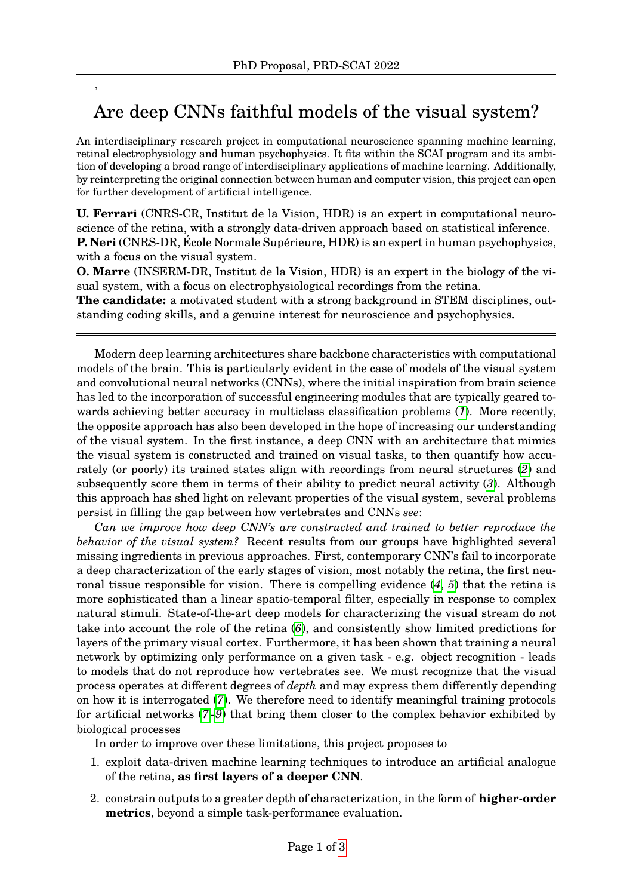,

# Are deep CNNs faithful models of the visual system?

An interdisciplinary research project in computational neuroscience spanning machine learning, retinal electrophysiology and human psychophysics. It fits within the SCAI program and its ambition of developing a broad range of interdisciplinary applications of machine learning. Additionally, by reinterpreting the original connection between human and computer vision, this project can open for further development of artificial intelligence.

**U. Ferrari** (CNRS-CR, Institut de la Vision, HDR) is an expert in computational neuroscience of the retina, with a strongly data-driven approach based on statistical inference.
**P. Neri** (CNRS-DR, École Normale Supérieure, HDR) is an expert in human psychophysics, with a focus on the visual system.
**O. Marre** (INSERM-DR, Institut de la Vision, HDR) is an expert in the biology of the visual system, with a focus on electrophysiological recordings from the retina.
**The candidate:** a motivated student with a strong background in STEM disciplines, outstanding coding skills, and a genuine interest for neuroscience and psychophysics.

---

Modern deep learning architectures share backbone characteristics with computational models of the brain. This is particularly evident in the case of models of the visual system and convolutional neural networks (CNNs), where the initial inspiration from brain science has led to the incorporation of successful engineering modules that are typically geared towards achieving better accuracy in multiclass classification problems (*1*). More recently, the opposite approach has also been developed in the hope of increasing our understanding of the visual system. In the first instance, a deep CNN with an architecture that mimics the visual system is constructed and trained on visual tasks, to then quantify how accurately (or poorly) its trained states align with recordings from neural structures (*2*) and subsequently score them in terms of their ability to predict neural activity (*3*). Although this approach has shed light on relevant properties of the visual system, several problems persist in filling the gap between how vertebrates and CNNs *see*:

*Can we improve how deep CNN's are constructed and trained to better reproduce the behavior of the visual system?* Recent results from our groups have highlighted several missing ingredients in previous approaches. First, contemporary CNN's fail to incorporate a deep characterization of the early stages of vision, most notably the retina, the first neuronal tissue responsible for vision. There is compelling evidence (*4*, *5*) that the retina is more sophisticated than a linear spatio-temporal filter, especially in response to complex natural stimuli. State-of-the-art deep models for characterizing the visual stream do not take into account the role of the retina (*6*), and consistently show limited predictions for layers of the primary visual cortex. Furthermore, it has been shown that training a neural network by optimizing only performance on a given task - e.g. object recognition - leads to models that do not reproduce how vertebrates see. We must recognize that the visual process operates at different degrees of *depth* and may express them differently depending on how it is interrogated (*7*). We therefore need to identify meaningful training protocols for artificial networks (*7*–*9*) that bring them closer to the complex behavior exhibited by biological processes

In order to improve over these limitations, this project proposes to

1. exploit data-driven machine learning techniques to introduce an artificial analogue of the retina, **as first layers of a deeper CNN**.
2. constrain outputs to a greater depth of characterization, in the form of **higher-order metrics**, beyond a simple task-performance evaluation.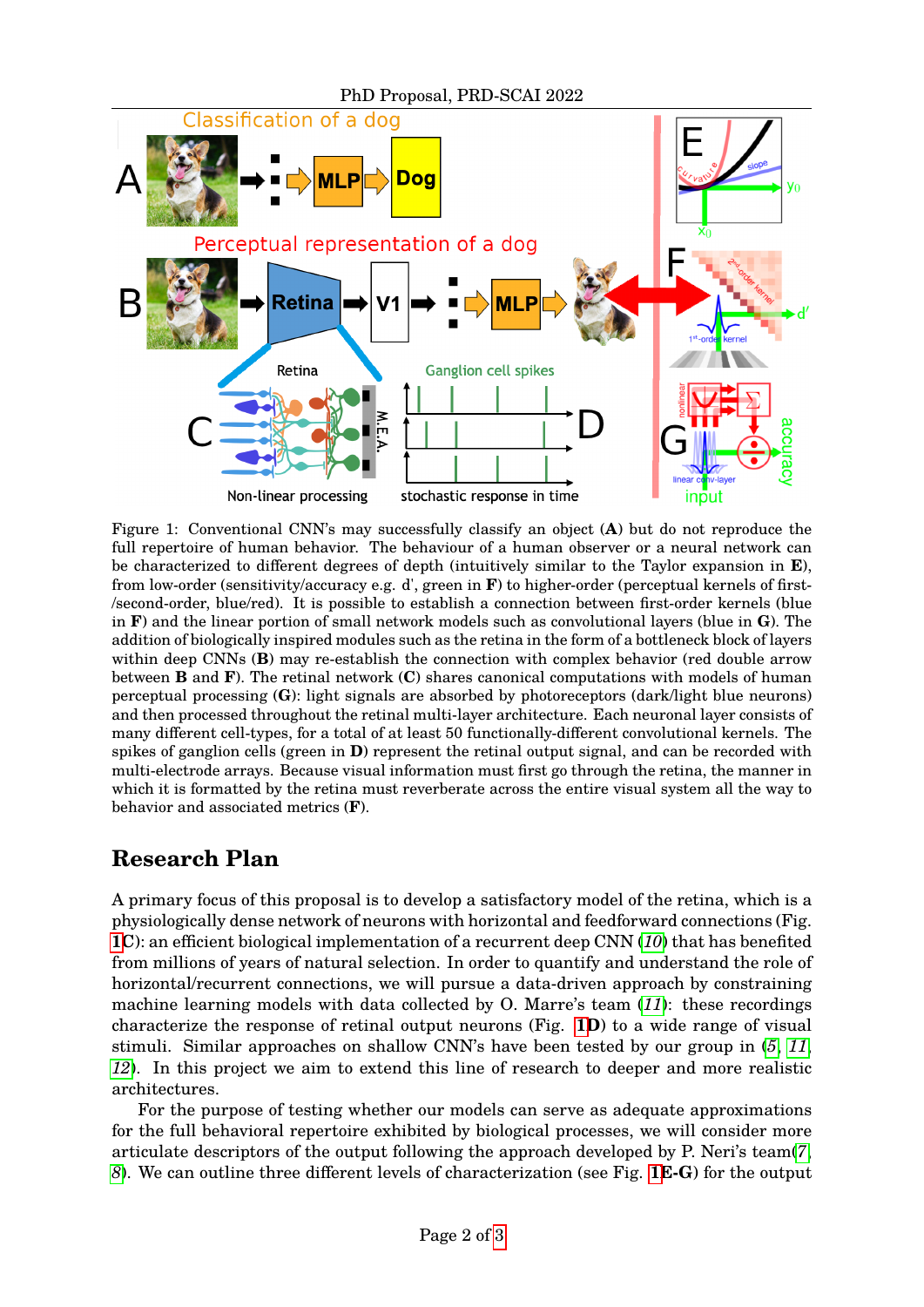Figure 1: Conventional CNN's may successfully classify an object (**A**) but do not reproduce the full repertoire of human behavior. The behaviour of a human observer or a neural network can be characterized to different degrees of depth (intuitively similar to the Taylor expansion in **E**), from low-order (sensitivity/accuracy e.g. d', green in **F**) to higher-order (perceptual kernels of first-/second-order, blue/red). It is possible to establish a connection between first-order kernels (blue in **F**) and the linear portion of small network models such as convolutional layers (blue in **G**). The addition of biologically inspired modules such as the retina in the form of a bottleneck block of layers within deep CNNs (**B**) may re-establish the connection with complex behavior (red double arrow between **B** and **F**). The retinal network (**C**) shares canonical computations with models of human perceptual processing (**G**): light signals are absorbed by photoreceptors (dark/light blue neurons) and then processed throughout the retinal multi-layer architecture. Each neuronal layer consists of many different cell-types, for a total of at least 50 functionally-different convolutional kernels. The spikes of ganglion cells (green in **D**) represent the retinal output signal, and can be recorded with multi-electrode arrays. Because visual information must first go through the retina, the manner in which it is formatted by the retina must reverberate across the entire visual system all the way to behavior and associated metrics (**F**).

## Research Plan

A primary focus of this proposal is to develop a satisfactory model of the retina, which is a physiologically dense network of neurons with horizontal and feedforward connections (Fig. 1C): an efficient biological implementation of a recurrent deep CNN (*10*) that has benefited from millions of years of natural selection. In order to quantify and understand the role of horizontal/recurrent connections, we will pursue a data-driven approach by constraining machine learning models with data collected by O. Marre's team (*11*): these recordings characterize the response of retinal output neurons (Fig. 1**D**) to a wide range of visual stimuli. Similar approaches on shallow CNN's have been tested by our group in (*5*, *11*, *12*). In this project we aim to extend this line of research to deeper and more realistic architectures.

For the purpose of testing whether our models can serve as adequate approximations for the full behavioral repertoire exhibited by biological processes, we will consider more articulate descriptors of the output following the approach developed by P. Neri's team(*7*, *8*). We can outline three different levels of characterization (see Fig. 1**E-G**) for the output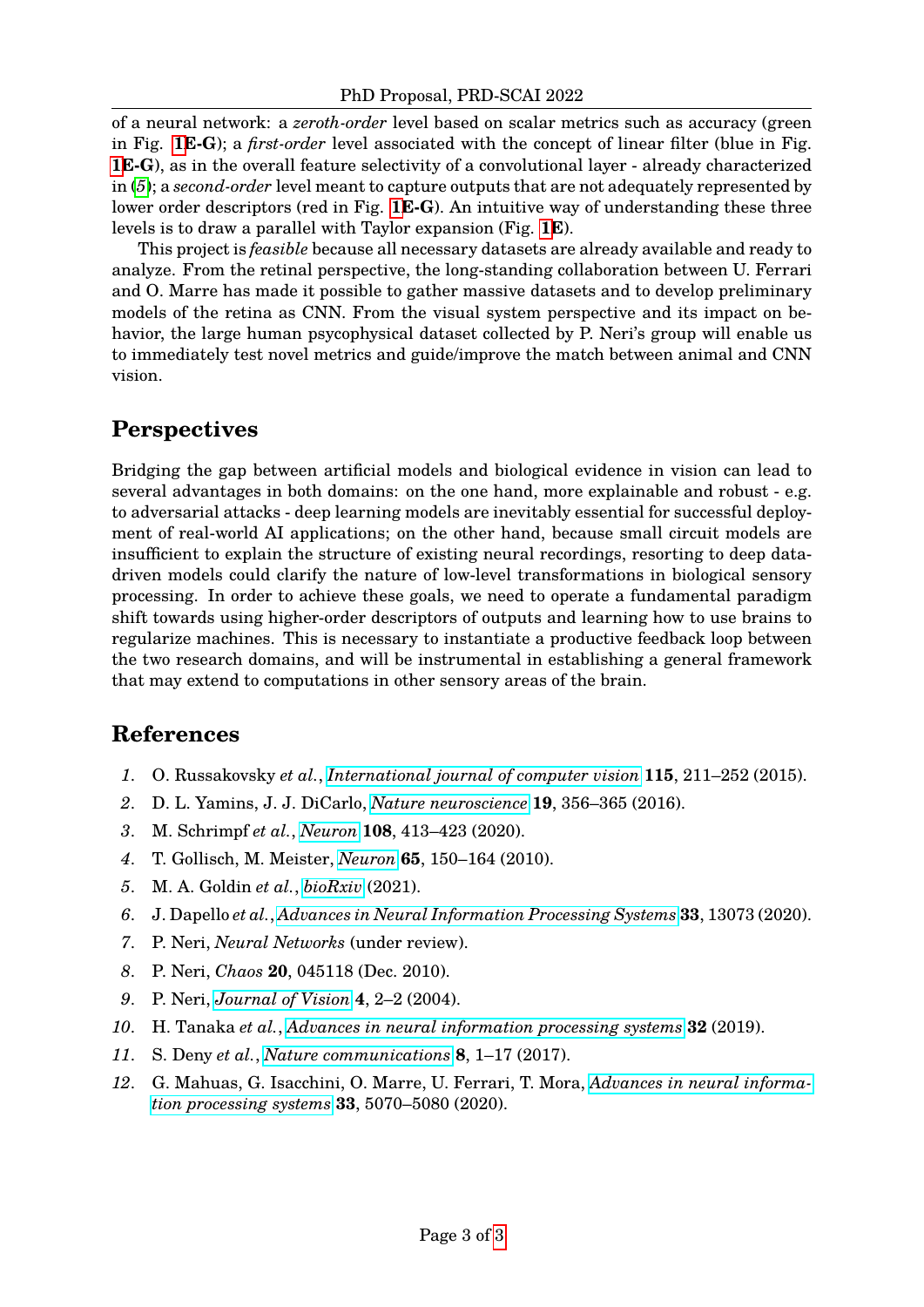of a neural network: a *zeroth-order* level based on scalar metrics such as accuracy (green in Fig. **1E-G**); a *first-order* level associated with the concept of linear filter (blue in Fig. **1E-G**), as in the overall feature selectivity of a convolutional layer - already characterized in (*5*); a *second-order* level meant to capture outputs that are not adequately represented by lower order descriptors (red in Fig. **1E-G**). An intuitive way of understanding these three levels is to draw a parallel with Taylor expansion (Fig. **1E**).

This project is *feasible* because all necessary datasets are already available and ready to analyze. From the retinal perspective, the long-standing collaboration between U. Ferrari and O. Marre has made it possible to gather massive datasets and to develop preliminary models of the retina as CNN. From the visual system perspective and its impact on behavior, the large human psycophysical dataset collected by P. Neri's group will enable us to immediately test novel metrics and guide/improve the match between animal and CNN vision.

## Perspectives

Bridging the gap between artificial models and biological evidence in vision can lead to several advantages in both domains: on the one hand, more explainable and robust - e.g. to adversarial attacks - deep learning models are inevitably essential for successful deployment of real-world AI applications; on the other hand, because small circuit models are insufficient to explain the structure of existing neural recordings, resorting to deep data-driven models could clarify the nature of low-level transformations in biological sensory processing. In order to achieve these goals, we need to operate a fundamental paradigm shift towards using higher-order descriptors of outputs and learning how to use brains to regularize machines. This is necessary to instantiate a productive feedback loop between the two research domains, and will be instrumental in establishing a general framework that may extend to computations in other sensory areas of the brain.

## References

1. O. Russakovsky *et al.*, *International journal of computer vision* **115**, 211–252 (2015).
2. D. L. Yamins, J. J. DiCarlo, *Nature neuroscience* **19**, 356–365 (2016).
3. M. Schrimpf *et al.*, *Neuron* **108**, 413–423 (2020).
4. T. Gollisch, M. Meister, *Neuron* **65**, 150–164 (2010).
5. M. A. Goldin *et al.*, *bioRxiv* (2021).
6. J. Dapello *et al.*, *Advances in Neural Information Processing Systems* **33**, 13073 (2020).
7. P. Neri, *Neural Networks* (under review).
8. P. Neri, *Chaos* **20**, 045118 (Dec. 2010).
9. P. Neri, *Journal of Vision* **4**, 2–2 (2004).
10. H. Tanaka *et al.*, *Advances in neural information processing systems* **32** (2019).
11. S. Deny *et al.*, *Nature communications* **8**, 1–17 (2017).
12. G. Mahuas, G. Isacchini, O. Marre, U. Ferrari, T. Mora, *Advances in neural information processing systems* **33**, 5070–5080 (2020).